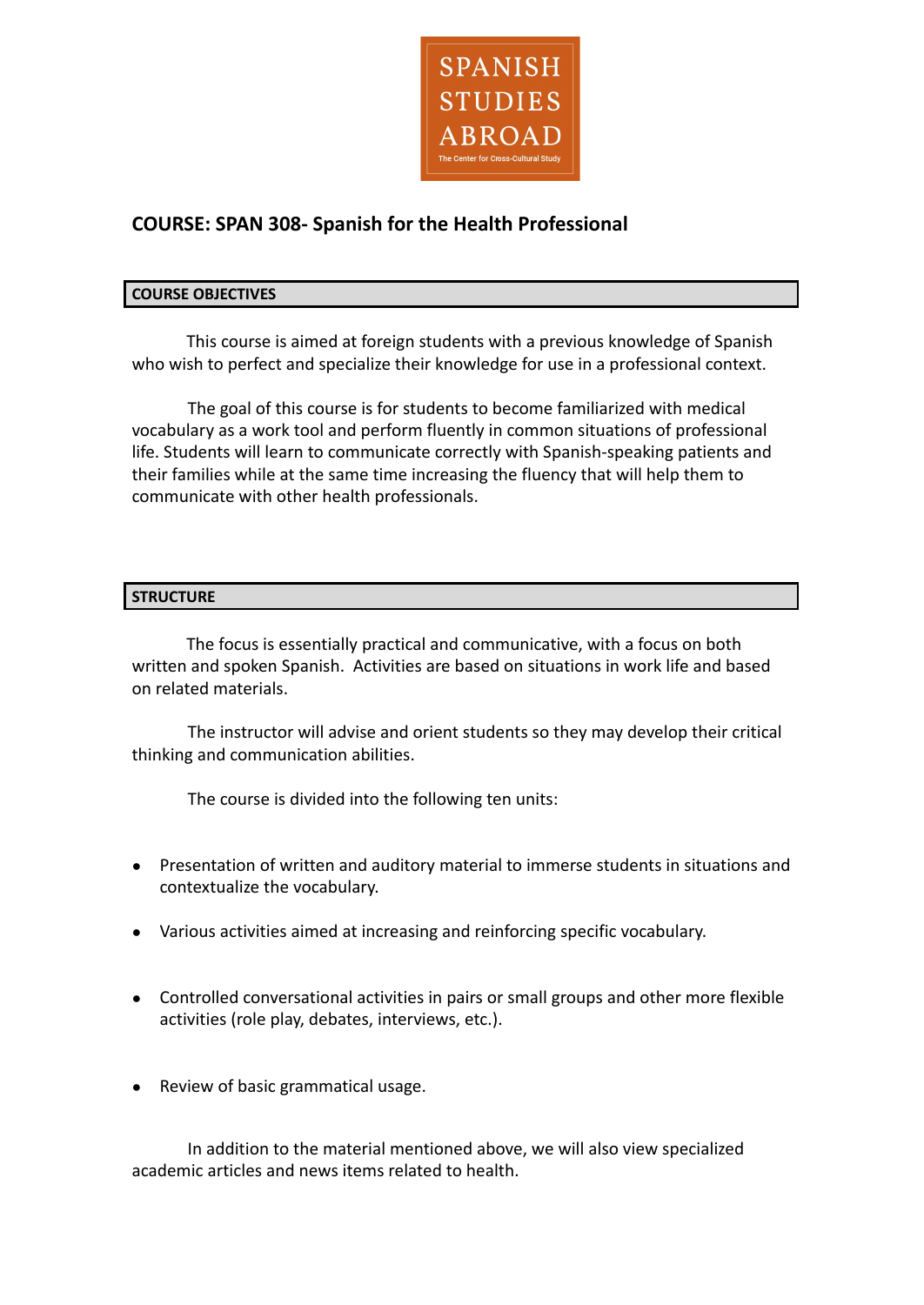SPANISH STUDIES ABROAD

The Center for Cross-Cultural Study

# COURSE: SPAN 308- Spanish for the Health Professional

## COURSE OBJECTIVES

This course is aimed at foreign students with a previous knowledge of Spanish who wish to perfect and specialize their knowledge for use in a professional context.

The goal of this course is for students to become familiarized with medical vocabulary as a work tool and perform fluently in common situations of professional life. Students will learn to communicate correctly with Spanish-speaking patients and their families while at the same time increasing the fluency that will help them to communicate with other health professionals.

## STRUCTURE

The focus is essentially practical and communicative, with a focus on both written and spoken Spanish. Activities are based on situations in work life and based on related materials.

The instructor will advise and orient students so they may develop their critical thinking and communication abilities.

The course is divided into the following ten units:

- Presentation of written and auditory material to immerse students in situations and contextualize the vocabulary.
- Various activities aimed at increasing and reinforcing specific vocabulary.
- Controlled conversational activities in pairs or small groups and other more flexible activities (role play, debates, interviews, etc.).
- Review of basic grammatical usage.

In addition to the material mentioned above, we will also view specialized academic articles and news items related to health.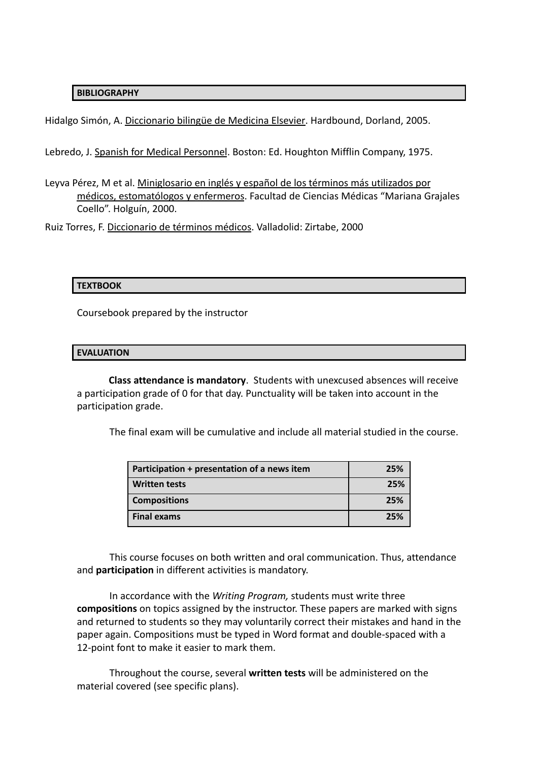## BIBLIOGRAPHY

Hidalgo Simón, A. Diccionario bilingüe de Medicina Elsevier. Hardbound, Dorland, 2005.

Lebredo, J. Spanish for Medical Personnel. Boston: Ed. Houghton Mifflin Company, 1975.

Leyva Pérez, M et al. Miniglosario en inglés y español de los términos más utilizados por médicos, estomatólogos y enfermeros. Facultad de Ciencias Médicas "Mariana Grajales Coello". Holguín, 2000.

Ruiz Torres, F. Diccionario de términos médicos. Valladolid: Zirtabe, 2000

## TEXTBOOK

Coursebook prepared by the instructor

## EVALUATION

**Class attendance is mandatory**. Students with unexcused absences will receive a participation grade of 0 for that day. Punctuality will be taken into account in the participation grade.

The final exam will be cumulative and include all material studied in the course.

| Participation + presentation of a news item | 25% |
|---|---|
| **Written tests** | **25%** |
| **Compositions** | **25%** |
| **Final exams** | **25%** |

This course focuses on both written and oral communication. Thus, attendance and **participation** in different activities is mandatory.

In accordance with the *Writing Program,* students must write three **compositions** on topics assigned by the instructor. These papers are marked with signs and returned to students so they may voluntarily correct their mistakes and hand in the paper again. Compositions must be typed in Word format and double-spaced with a 12-point font to make it easier to mark them.

Throughout the course, several **written tests** will be administered on the material covered (see specific plans).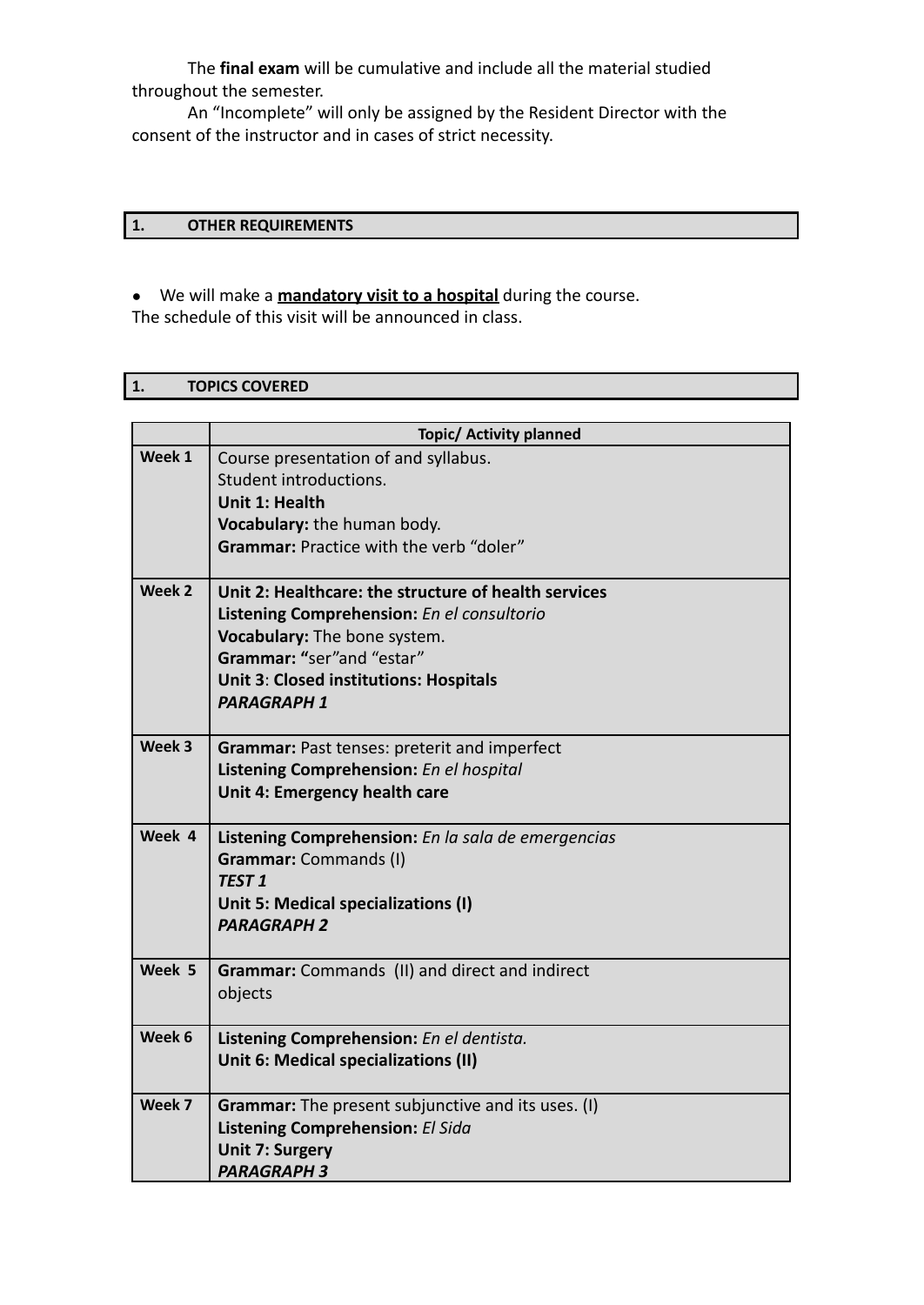The **final exam** will be cumulative and include all the material studied throughout the semester.

An "Incomplete" will only be assigned by the Resident Director with the consent of the instructor and in cases of strict necessity.

## 1. OTHER REQUIREMENTS

- We will make a **mandatory visit to a hospital** during the course.

The schedule of this visit will be announced in class.

## 1. TOPICS COVERED

| | Topic/ Activity planned |
|---|---|
| **Week 1** | Course presentation of and syllabus.<br>Student introductions.<br>**Unit 1: Health**<br>**Vocabulary:** the human body.<br>**Grammar:** Practice with the verb "doler" |
| **Week 2** | **Unit 2: Healthcare: the structure of health services**<br>**Listening Comprehension:** *En el consultorio*<br>**Vocabulary:** The bone system.<br>**Grammar: "**ser"and "estar"<br>**Unit 3**: **Closed institutions: Hospitals**<br>***PARAGRAPH 1*** |
| **Week 3** | **Grammar:** Past tenses: preterit and imperfect<br>**Listening Comprehension:** *En el hospital*<br>**Unit 4: Emergency health care** |
| **Week 4** | **Listening Comprehension:** *En la sala de emergencias*<br>**Grammar:** Commands (I)<br>***TEST 1***<br>**Unit 5: Medical specializations (I)**<br>***PARAGRAPH 2*** |
| **Week 5** | **Grammar:** Commands (II) and direct and indirect objects |
| **Week 6** | **Listening Comprehension:** *En el dentista.*<br>**Unit 6: Medical specializations (II)** |
| **Week 7** | **Grammar:** The present subjunctive and its uses. (I)<br>**Listening Comprehension:** *El Sida*<br>**Unit 7: Surgery**<br>***PARAGRAPH 3*** |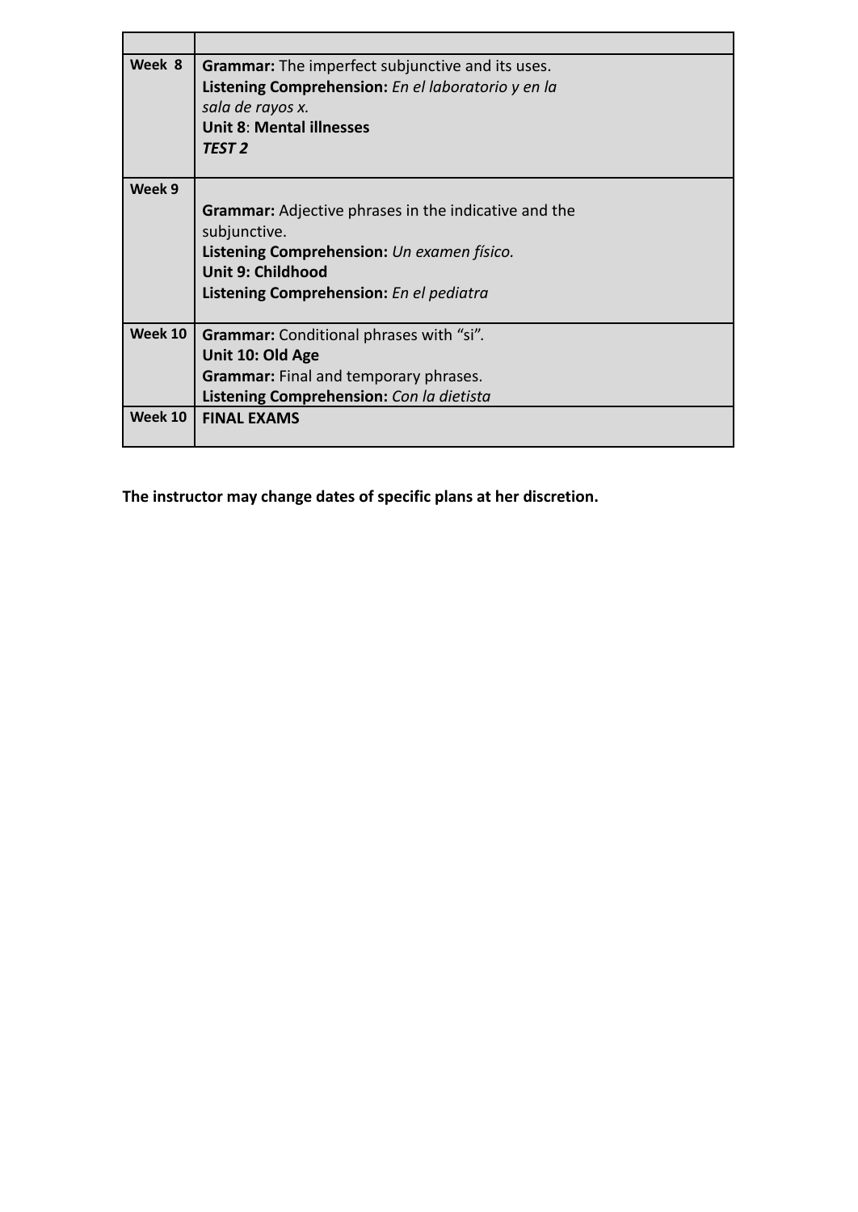| | |
|---|---|
| **Week 8** | **Grammar:** The imperfect subjunctive and its uses.<br>**Listening Comprehension:** *En el laboratorio y en la sala de rayos x.*<br>**Unit 8**: **Mental illnesses**<br>***TEST 2*** |
| **Week 9** | **Grammar:** Adjective phrases in the indicative and the subjunctive.<br>**Listening Comprehension:** *Un examen físico.*<br>**Unit 9: Childhood**<br>**Listening Comprehension:** *En el pediatra* |
| **Week 10** | **Grammar:** Conditional phrases with "si".<br>**Unit 10: Old Age**<br>**Grammar:** Final and temporary phrases.<br>**Listening Comprehension:** *Con la dietista* |
| **Week 10** | **FINAL EXAMS** |

**The instructor may change dates of specific plans at her discretion.**